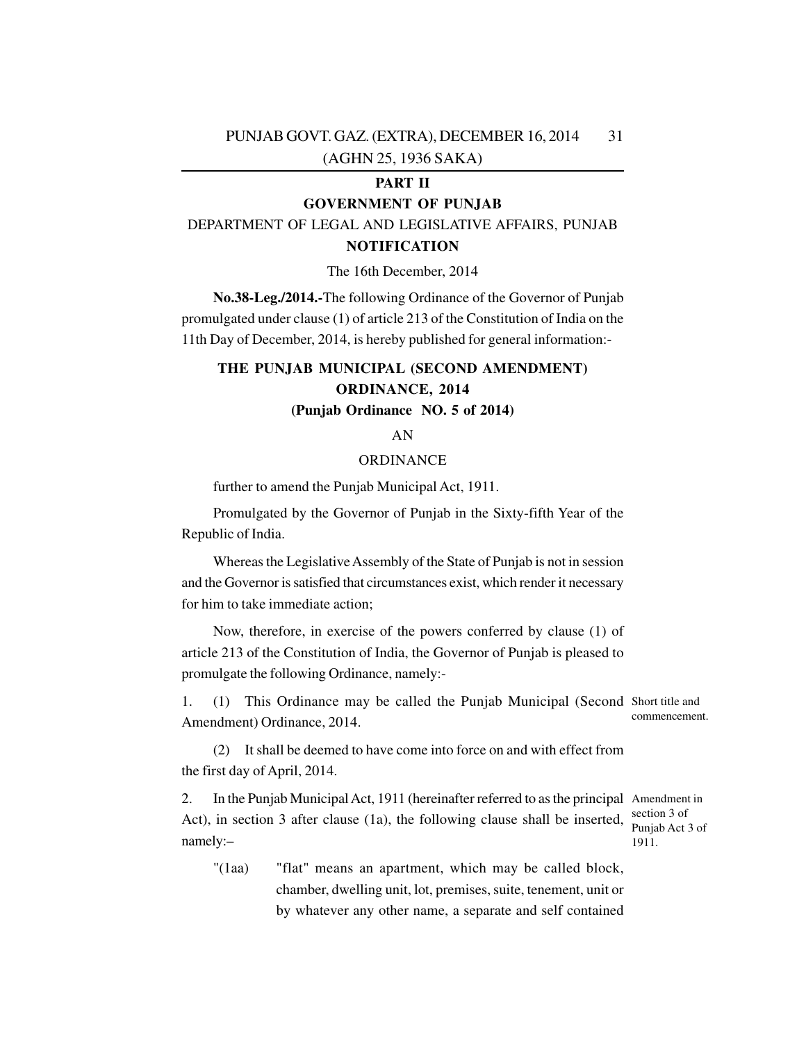**PART II**

**GOVERNMENT OF PUNJAB**

DEPARTMENT OF LEGAL AND LEGISLATIVE AFFAIRS, PUNJAB

**NOTIFICATION**

The 16th December, 2014

**No.38-Leg./2014.-**The following Ordinance of the Governor of Punjab promulgated under clause (1) of article 213 of the Constitution of India on the 11th Day of December, 2014, is hereby published for general information:-

**THE PUNJAB MUNICIPAL (SECOND AMENDMENT) ORDINANCE, 2014**

**(Punjab Ordinance NO. 5 of 2014)**

AN

ORDINANCE

further to amend the Punjab Municipal Act, 1911.

Promulgated by the Governor of Punjab in the Sixty-fifth Year of the Republic of India.

Whereas the Legislative Assembly of the State of Punjab is not in session and the Governor is satisfied that circumstances exist, which render it necessary for him to take immediate action;

Now, therefore, in exercise of the powers conferred by clause (1) of article 213 of the Constitution of India, the Governor of Punjab is pleased to promulgate the following Ordinance, namely:-

Short title and commencement.

1. (1) This Ordinance may be called the Punjab Municipal (Second Amendment) Ordinance, 2014.

(2) It shall be deemed to have come into force on and with effect from the first day of April, 2014.

Amendment in section 3 of Punjab Act 3 of 1911.

2. In the Punjab Municipal Act, 1911 (hereinafter referred to as the principal Act), in section 3 after clause (1a), the following clause shall be inserted, namely:–

"(1aa) "flat" means an apartment, which may be called block, chamber, dwelling unit, lot, premises, suite, tenement, unit or by whatever any other name, a separate and self contained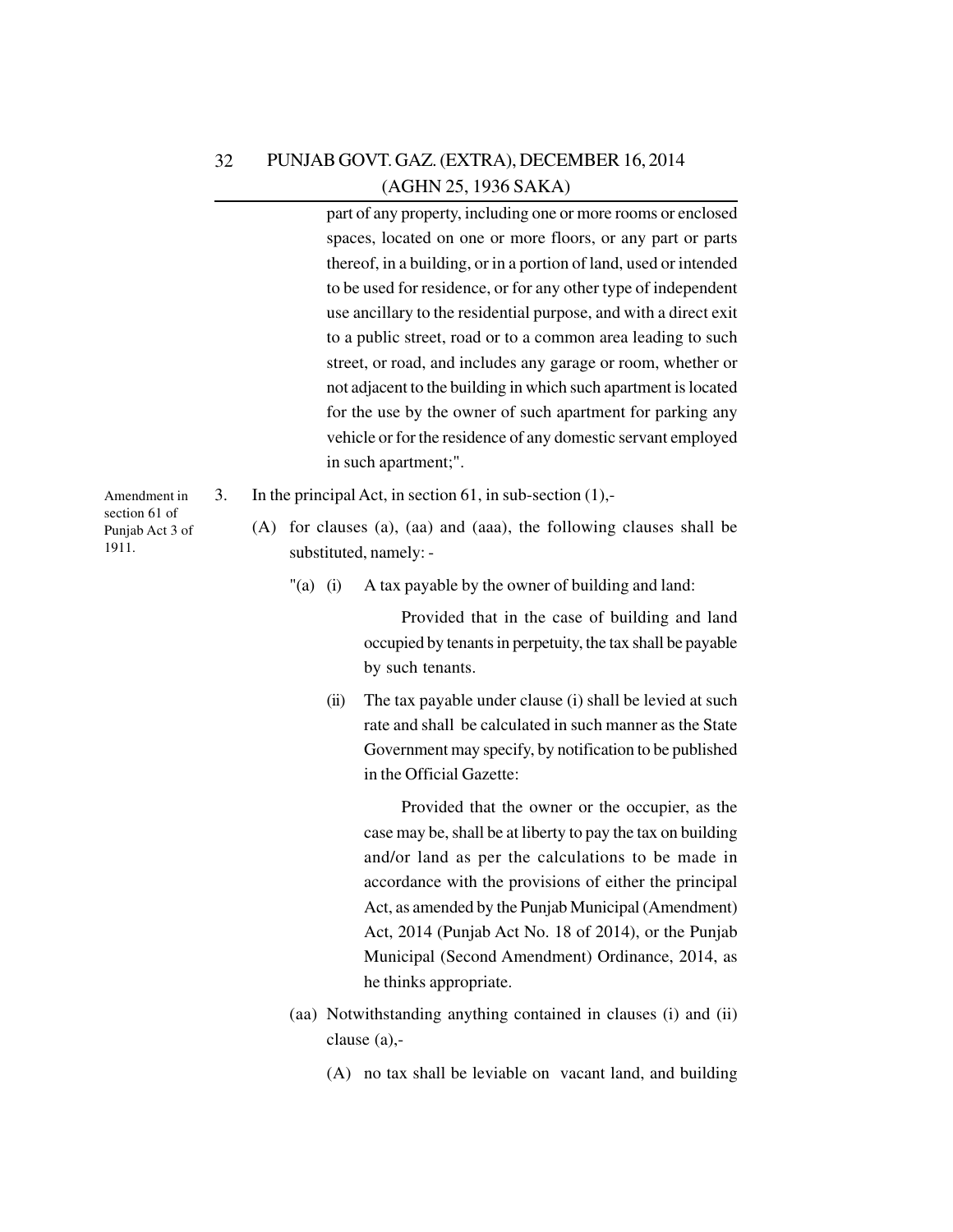part of any property, including one or more rooms or enclosed spaces, located on one or more floors, or any part or parts thereof, in a building, or in a portion of land, used or intended to be used for residence, or for any other type of independent use ancillary to the residential purpose, and with a direct exit to a public street, road or to a common area leading to such street, or road, and includes any garage or room, whether or not adjacent to the building in which such apartment is located for the use by the owner of such apartment for parking any vehicle or for the residence of any domestic servant employed in such apartment;".

Amendment in section 61 of Punjab Act 3 of 1911.

3. In the principal Act, in section 61, in sub-section (1),-

(A) for clauses (a), (aa) and (aaa), the following clauses shall be substituted, namely: -

"(a) (i) A tax payable by the owner of building and land:

Provided that in the case of building and land occupied by tenants in perpetuity, the tax shall be payable by such tenants.

(ii) The tax payable under clause (i) shall be levied at such rate and shall be calculated in such manner as the State Government may specify, by notification to be published in the Official Gazette:

Provided that the owner or the occupier, as the case may be, shall be at liberty to pay the tax on building and/or land as per the calculations to be made in accordance with the provisions of either the principal Act, as amended by the Punjab Municipal (Amendment) Act, 2014 (Punjab Act No. 18 of 2014), or the Punjab Municipal (Second Amendment) Ordinance, 2014, as he thinks appropriate.

(aa) Notwithstanding anything contained in clauses (i) and (ii) clause (a),-

(A) no tax shall be leviable on vacant land, and building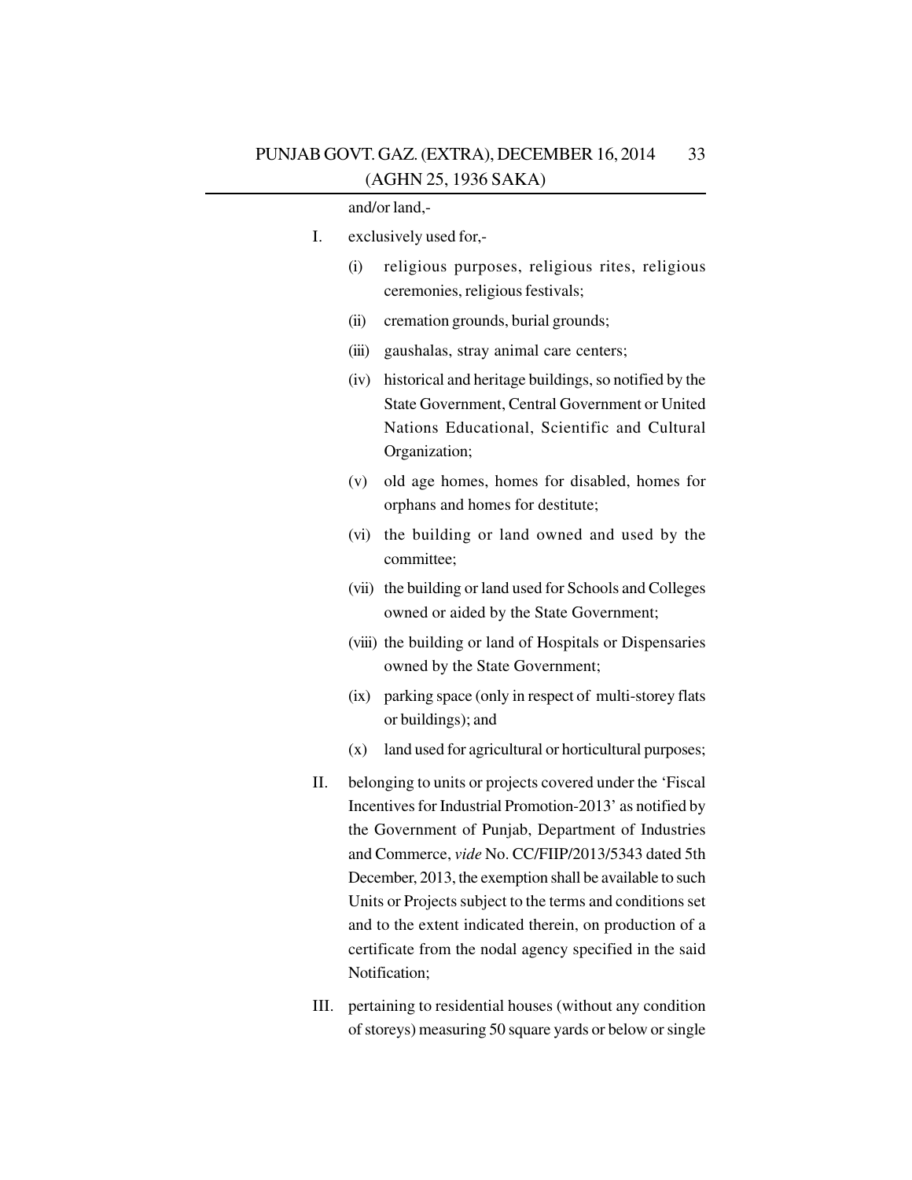and/or land,-

I. exclusively used for,-

   (i) religious purposes, religious rites, religious ceremonies, religious festivals;

   (ii) cremation grounds, burial grounds;

   (iii) gaushalas, stray animal care centers;

   (iv) historical and heritage buildings, so notified by the State Government, Central Government or United Nations Educational, Scientific and Cultural Organization;

   (v) old age homes, homes for disabled, homes for orphans and homes for destitute;

   (vi) the building or land owned and used by the committee;

   (vii) the building or land used for Schools and Colleges owned or aided by the State Government;

   (viii) the building or land of Hospitals or Dispensaries owned by the State Government;

   (ix) parking space (only in respect of multi-storey flats or buildings); and

   (x) land used for agricultural or horticultural purposes;

II. belonging to units or projects covered under the 'Fiscal Incentives for Industrial Promotion-2013' as notified by the Government of Punjab, Department of Industries and Commerce, *vide* No. CC/FIIP/2013/5343 dated 5th December, 2013, the exemption shall be available to such Units or Projects subject to the terms and conditions set and to the extent indicated therein, on production of a certificate from the nodal agency specified in the said Notification;

III. pertaining to residential houses (without any condition of storeys) measuring 50 square yards or below or single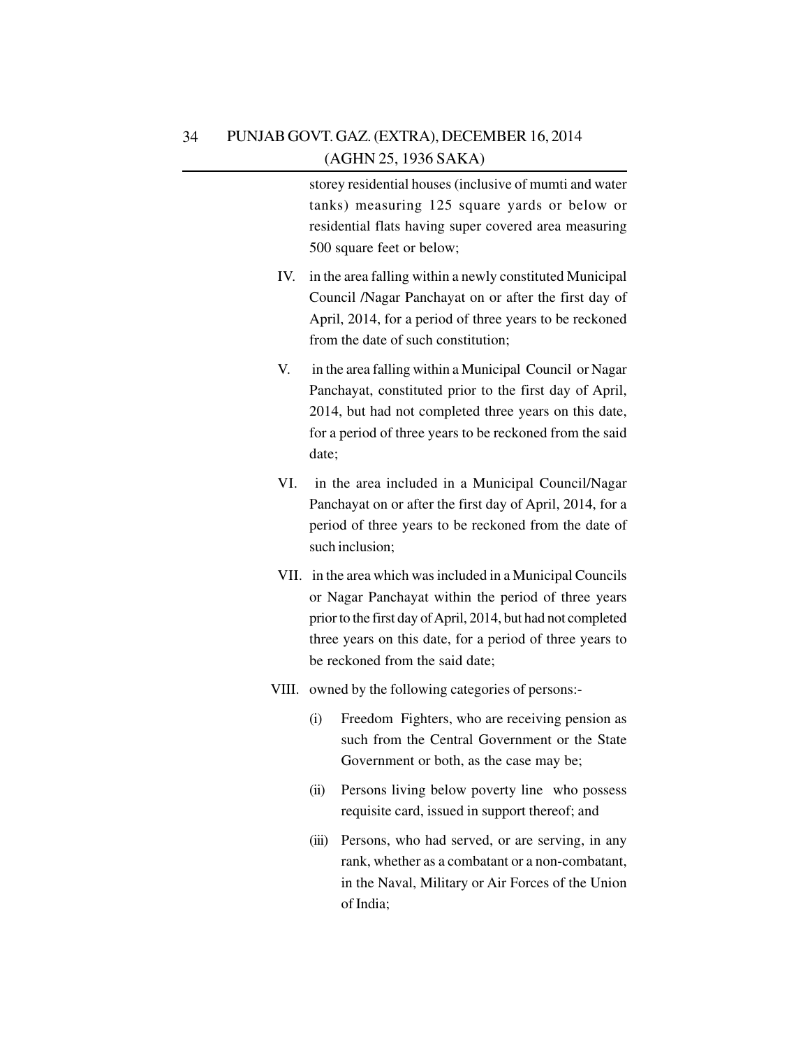storey residential houses (inclusive of mumti and water tanks) measuring 125 square yards or below or residential flats having super covered area measuring 500 square feet or below;

IV. in the area falling within a newly constituted Municipal Council /Nagar Panchayat on or after the first day of April, 2014, for a period of three years to be reckoned from the date of such constitution;

V. in the area falling within a Municipal Council or Nagar Panchayat, constituted prior to the first day of April, 2014, but had not completed three years on this date, for a period of three years to be reckoned from the said date;

VI. in the area included in a Municipal Council/Nagar Panchayat on or after the first day of April, 2014, for a period of three years to be reckoned from the date of such inclusion;

VII. in the area which was included in a Municipal Councils or Nagar Panchayat within the period of three years prior to the first day of April, 2014, but had not completed three years on this date, for a period of three years to be reckoned from the said date;

VIII. owned by the following categories of persons:-

(i) Freedom Fighters, who are receiving pension as such from the Central Government or the State Government or both, as the case may be;

(ii) Persons living below poverty line who possess requisite card, issued in support thereof; and

(iii) Persons, who had served, or are serving, in any rank, whether as a combatant or a non-combatant, in the Naval, Military or Air Forces of the Union of India;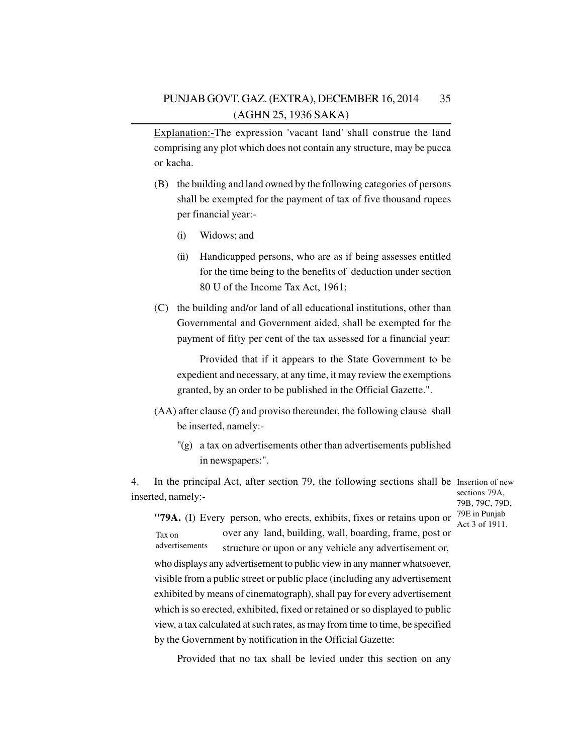Explanation:-The expression 'vacant land' shall construe the land comprising any plot which does not contain any structure, may be pucca or kacha.

(B) the building and land owned by the following categories of persons shall be exempted for the payment of tax of five thousand rupees per financial year:-

(i) Widows; and

(ii) Handicapped persons, who are as if being assesses entitled for the time being to the benefits of deduction under section 80 U of the Income Tax Act, 1961;

(C) the building and/or land of all educational institutions, other than Governmental and Government aided, shall be exempted for the payment of fifty per cent of the tax assessed for a financial year:

Provided that if it appears to the State Government to be expedient and necessary, at any time, it may review the exemptions granted, by an order to be published in the Official Gazette.".

(AA) after clause (f) and proviso thereunder, the following clause shall be inserted, namely:-

"(g) a tax on advertisements other than advertisements published in newspapers:".

4. In the principal Act, after section 79, the following sections shall be inserted, namely:-

Insertion of new sections 79A, 79B, 79C, 79D, 79E in Punjab Act 3 of 1911.

**"79A.** (I) Every person, who erects, exhibits, fixes or retains upon or over any land, building, wall, boarding, frame, post or structure or upon or any vehicle any advertisement or, who displays any advertisement to public view in any manner whatsoever, visible from a public street or public place (including any advertisement exhibited by means of cinematograph), shall pay for every advertisement which is so erected, exhibited, fixed or retained or so displayed to public view, a tax calculated at such rates, as may from time to time, be specified by the Government by notification in the Official Gazette:

Tax on advertisements

Provided that no tax shall be levied under this section on any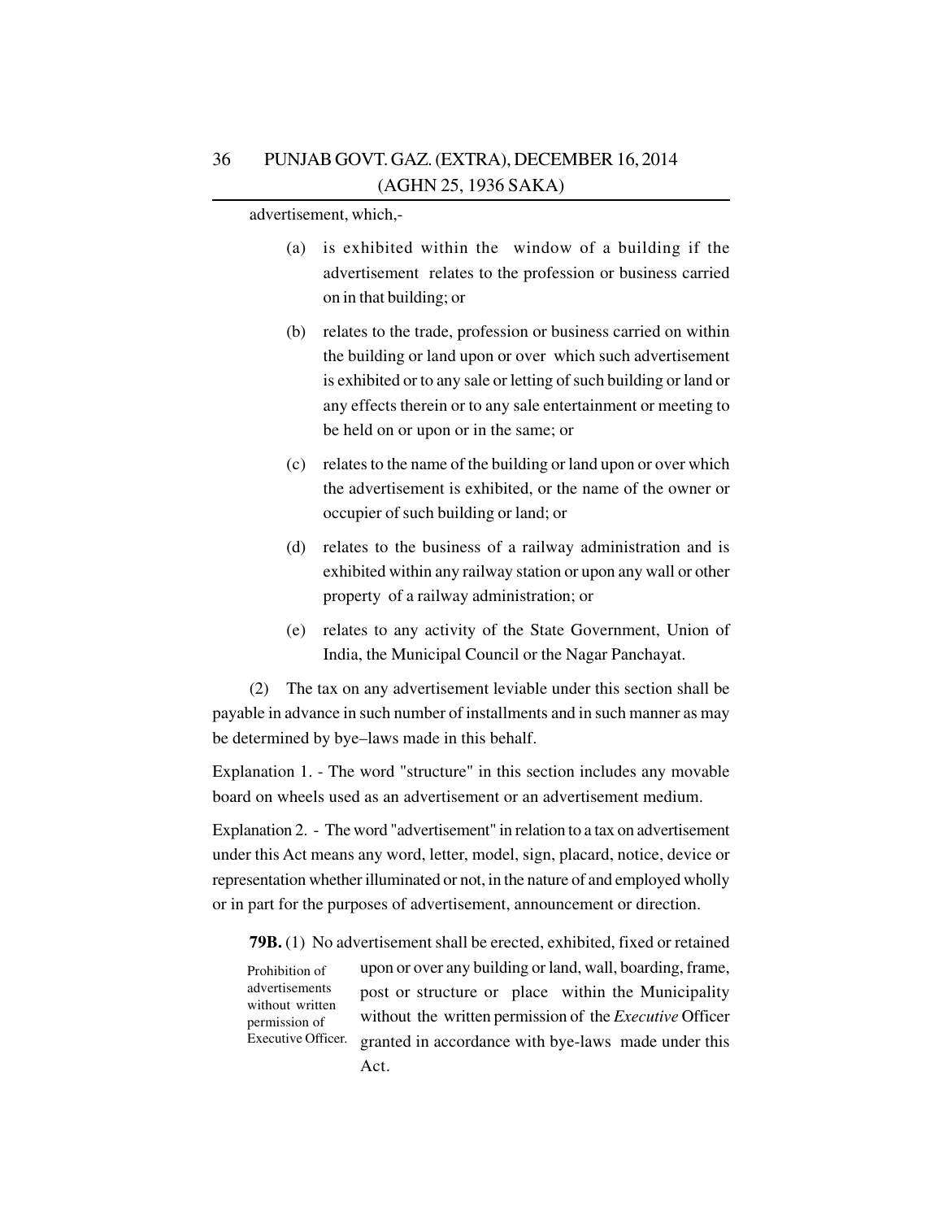advertisement, which,-

(a) is exhibited within the window of a building if the advertisement relates to the profession or business carried on in that building; or

(b) relates to the trade, profession or business carried on within the building or land upon or over which such advertisement is exhibited or to any sale or letting of such building or land or any effects therein or to any sale entertainment or meeting to be held on or upon or in the same; or

(c) relates to the name of the building or land upon or over which the advertisement is exhibited, or the name of the owner or occupier of such building or land; or

(d) relates to the business of a railway administration and is exhibited within any railway station or upon any wall or other property of a railway administration; or

(e) relates to any activity of the State Government, Union of India, the Municipal Council or the Nagar Panchayat.

(2) The tax on any advertisement leviable under this section shall be payable in advance in such number of installments and in such manner as may be determined by bye–laws made in this behalf.

Explanation 1. - The word "structure" in this section includes any movable board on wheels used as an advertisement or an advertisement medium.

Explanation 2. - The word "advertisement" in relation to a tax on advertisement under this Act means any word, letter, model, sign, placard, notice, device or representation whether illuminated or not, in the nature of and employed wholly or in part for the purposes of advertisement, announcement or direction.

Prohibition of advertisements without written permission of Executive Officer.

**79B.** (1) No advertisement shall be erected, exhibited, fixed or retained upon or over any building or land, wall, boarding, frame, post or structure or place within the Municipality without the written permission of the *Executive* Officer granted in accordance with bye-laws made under this Act.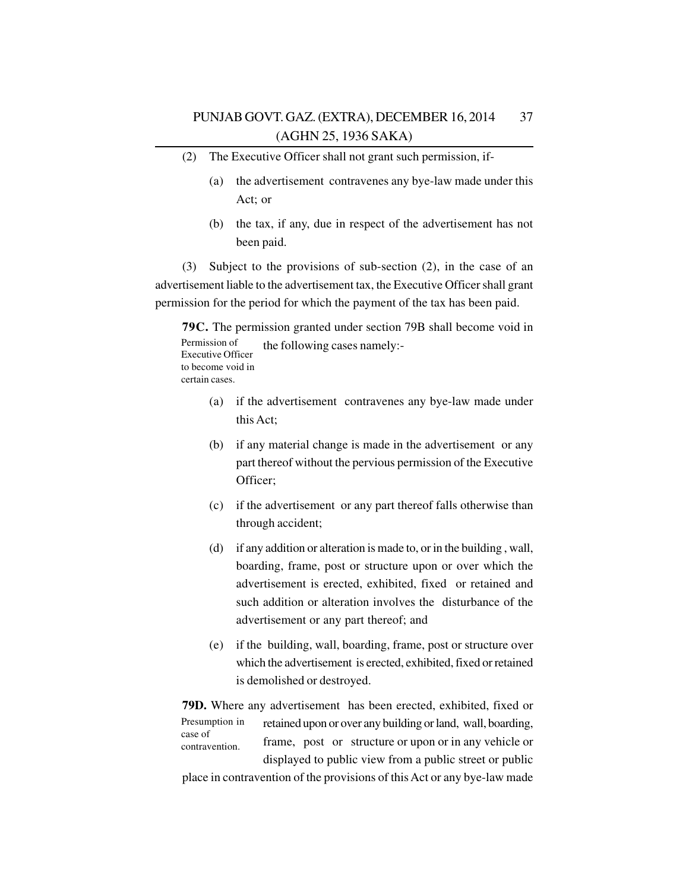(2) The Executive Officer shall not grant such permission, if-

(a) the advertisement contravenes any bye-law made under this Act; or

(b) the tax, if any, due in respect of the advertisement has not been paid.

(3) Subject to the provisions of sub-section (2), in the case of an advertisement liable to the advertisement tax, the Executive Officer shall grant permission for the period for which the payment of the tax has been paid.

Permission of Executive Officer to become void in certain cases.

**79C.** The permission granted under section 79B shall become void in the following cases namely:-

(a) if the advertisement contravenes any bye-law made under this Act;

(b) if any material change is made in the advertisement or any part thereof without the pervious permission of the Executive Officer;

(c) if the advertisement or any part thereof falls otherwise than through accident;

(d) if any addition or alteration is made to, or in the building , wall, boarding, frame, post or structure upon or over which the advertisement is erected, exhibited, fixed or retained and such addition or alteration involves the disturbance of the advertisement or any part thereof; and

(e) if the building, wall, boarding, frame, post or structure over which the advertisement is erected, exhibited, fixed or retained is demolished or destroyed.

Presumption in case of contravention.

**79D.** Where any advertisement has been erected, exhibited, fixed or retained upon or over any building or land, wall, boarding, frame, post or structure or upon or in any vehicle or displayed to public view from a public street or public place in contravention of the provisions of this Act or any bye-law made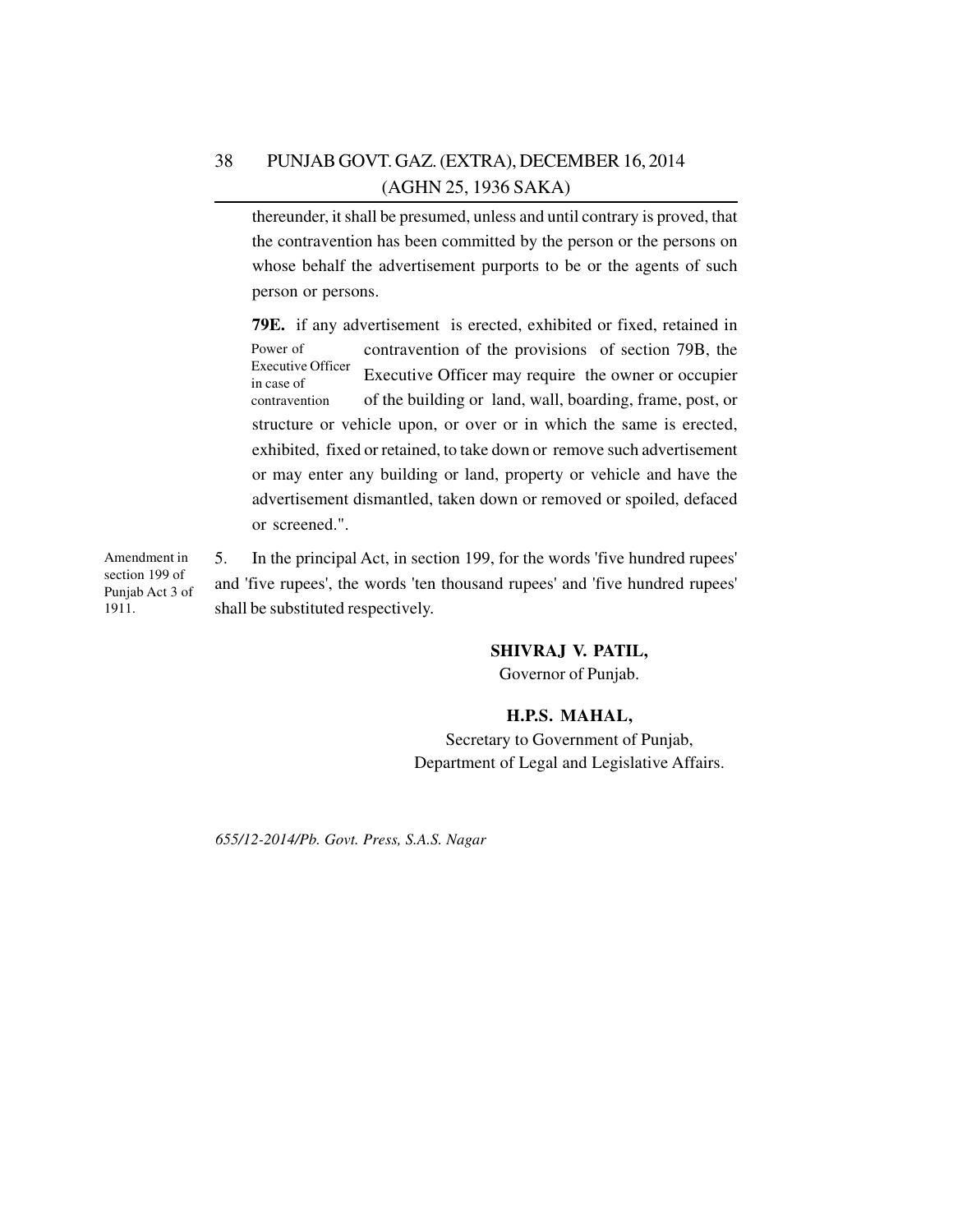thereunder, it shall be presumed, unless and until contrary is proved, that the contravention has been committed by the person or the persons on whose behalf the advertisement purports to be or the agents of such person or persons.

Power of Executive Officer in case of contravention

**79E.** if any advertisement is erected, exhibited or fixed, retained in contravention of the provisions of section 79B, the Executive Officer may require the owner or occupier of the building or land, wall, boarding, frame, post, or structure or vehicle upon, or over or in which the same is erected, exhibited, fixed or retained, to take down or remove such advertisement or may enter any building or land, property or vehicle and have the advertisement dismantled, taken down or removed or spoiled, defaced or screened.".

Amendment in section 199 of Punjab Act 3 of 1911.

5. In the principal Act, in section 199, for the words 'five hundred rupees' and 'five rupees', the words 'ten thousand rupees' and 'five hundred rupees' shall be substituted respectively.

**SHIVRAJ V. PATIL,**
Governor of Punjab.

**H.P.S. MAHAL,**
Secretary to Government of Punjab,
Department of Legal and Legislative Affairs.

*655/12-2014/Pb. Govt. Press, S.A.S. Nagar*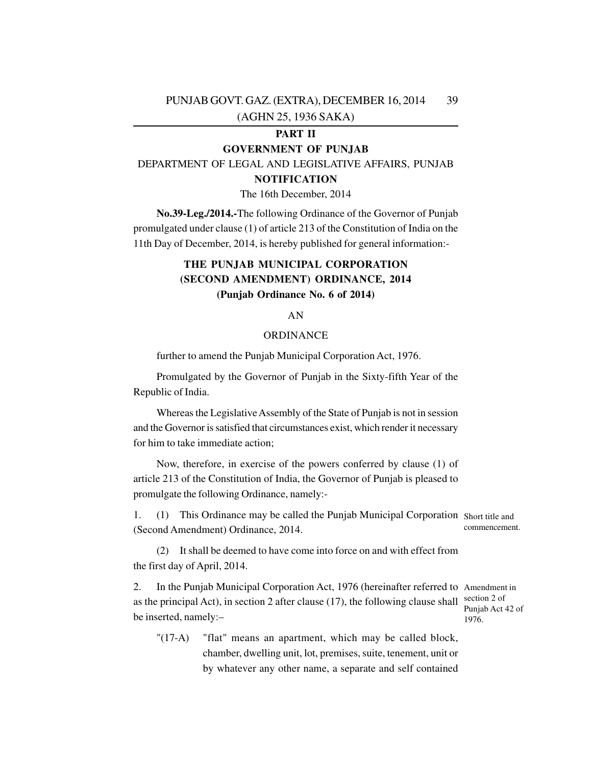**PART II**

**GOVERNMENT OF PUNJAB**

DEPARTMENT OF LEGAL AND LEGISLATIVE AFFAIRS, PUNJAB

**NOTIFICATION**

The 16th December, 2014

**No.39-Leg./2014.-**The following Ordinance of the Governor of Punjab promulgated under clause (1) of article 213 of the Constitution of India on the 11th Day of December, 2014, is hereby published for general information:-

## THE PUNJAB MUNICIPAL CORPORATION (SECOND AMENDMENT) ORDINANCE, 2014

**(Punjab Ordinance No. 6 of 2014)**

AN

ORDINANCE

further to amend the Punjab Municipal Corporation Act, 1976.

Promulgated by the Governor of Punjab in the Sixty-fifth Year of the Republic of India.

Whereas the Legislative Assembly of the State of Punjab is not in session and the Governor is satisfied that circumstances exist, which render it necessary for him to take immediate action;

Now, therefore, in exercise of the powers conferred by clause (1) of article 213 of the Constitution of India, the Governor of Punjab is pleased to promulgate the following Ordinance, namely:-

Short title and commencement.

1. (1) This Ordinance may be called the Punjab Municipal Corporation (Second Amendment) Ordinance, 2014.

(2) It shall be deemed to have come into force on and with effect from the first day of April, 2014.

Amendment in section 2 of Punjab Act 42 of 1976.

2. In the Punjab Municipal Corporation Act, 1976 (hereinafter referred to as the principal Act), in section 2 after clause (17), the following clause shall be inserted, namely:–

"(17-A) "flat" means an apartment, which may be called block, chamber, dwelling unit, lot, premises, suite, tenement, unit or by whatever any other name, a separate and self contained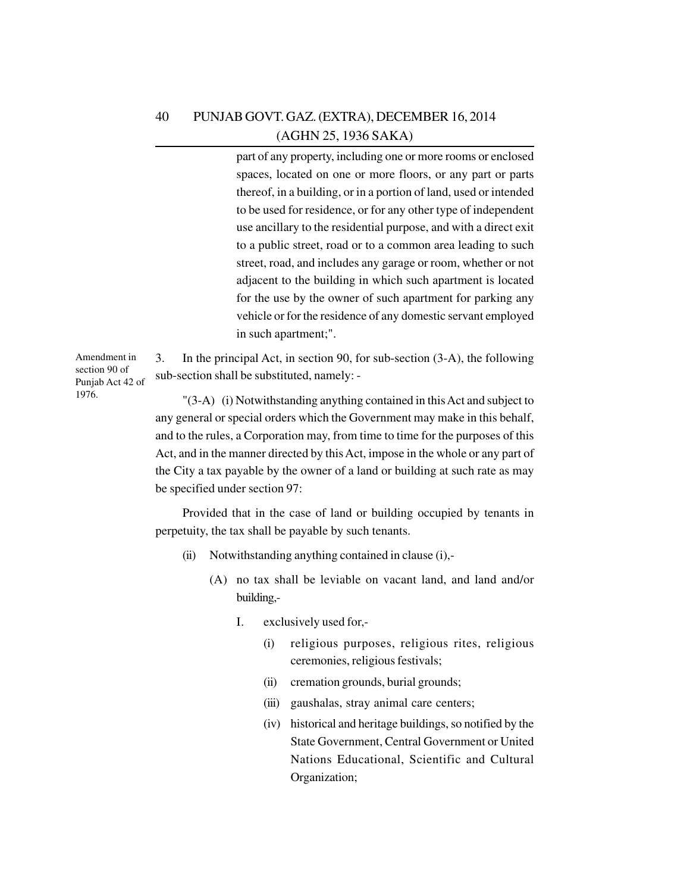part of any property, including one or more rooms or enclosed spaces, located on one or more floors, or any part or parts thereof, in a building, or in a portion of land, used or intended to be used for residence, or for any other type of independent use ancillary to the residential purpose, and with a direct exit to a public street, road or to a common area leading to such street, road, and includes any garage or room, whether or not adjacent to the building in which such apartment is located for the use by the owner of such apartment for parking any vehicle or for the residence of any domestic servant employed in such apartment;".

Amendment in section 90 of Punjab Act 42 of 1976.

3. In the principal Act, in section 90, for sub-section (3-A), the following sub-section shall be substituted, namely: -

"(3-A) (i) Notwithstanding anything contained in this Act and subject to any general or special orders which the Government may make in this behalf, and to the rules, a Corporation may, from time to time for the purposes of this Act, and in the manner directed by this Act, impose in the whole or any part of the City a tax payable by the owner of a land or building at such rate as may be specified under section 97:

Provided that in the case of land or building occupied by tenants in perpetuity, the tax shall be payable by such tenants.

(ii) Notwithstanding anything contained in clause (i),-

(A) no tax shall be leviable on vacant land, and land and/or building,-

I. exclusively used for,-

(i) religious purposes, religious rites, religious ceremonies, religious festivals;

(ii) cremation grounds, burial grounds;

(iii) gaushalas, stray animal care centers;

(iv) historical and heritage buildings, so notified by the State Government, Central Government or United Nations Educational, Scientific and Cultural Organization;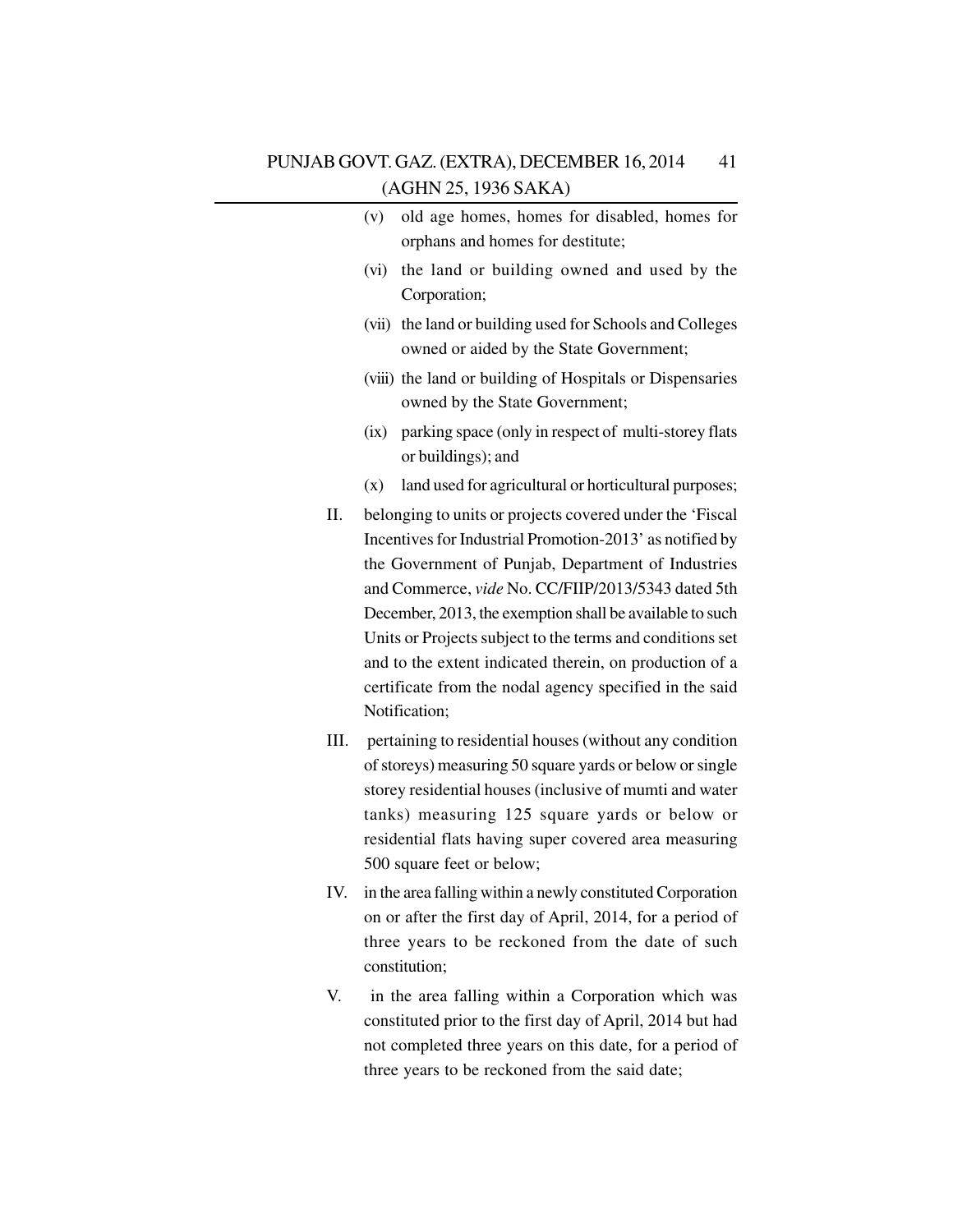(v) old age homes, homes for disabled, homes for orphans and homes for destitute;

(vi) the land or building owned and used by the Corporation;

(vii) the land or building used for Schools and Colleges owned or aided by the State Government;

(viii) the land or building of Hospitals or Dispensaries owned by the State Government;

(ix) parking space (only in respect of multi-storey flats or buildings); and

(x) land used for agricultural or horticultural purposes;

II. belonging to units or projects covered under the 'Fiscal Incentives for Industrial Promotion-2013' as notified by the Government of Punjab, Department of Industries and Commerce, *vide* No. CC/FIIP/2013/5343 dated 5th December, 2013, the exemption shall be available to such Units or Projects subject to the terms and conditions set and to the extent indicated therein, on production of a certificate from the nodal agency specified in the said Notification;

III. pertaining to residential houses (without any condition of storeys) measuring 50 square yards or below or single storey residential houses (inclusive of mumti and water tanks) measuring 125 square yards or below or residential flats having super covered area measuring 500 square feet or below;

IV. in the area falling within a newly constituted Corporation on or after the first day of April, 2014, for a period of three years to be reckoned from the date of such constitution;

V. in the area falling within a Corporation which was constituted prior to the first day of April, 2014 but had not completed three years on this date, for a period of three years to be reckoned from the said date;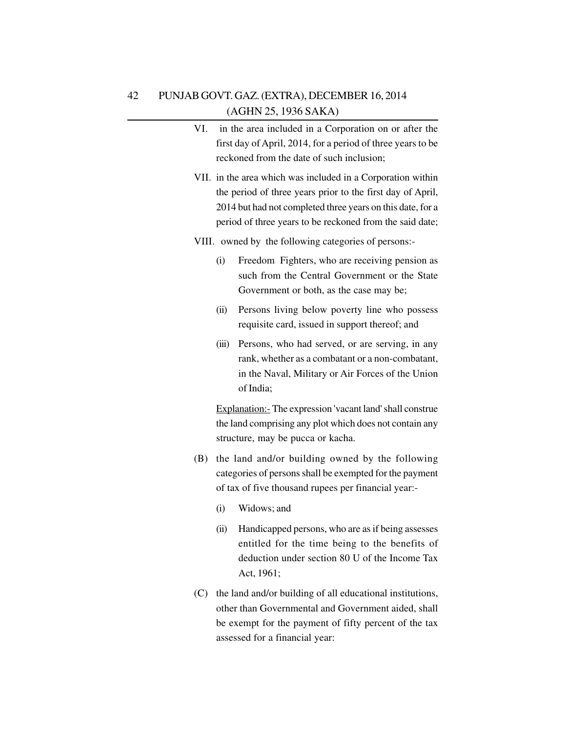VI. in the area included in a Corporation on or after the first day of April, 2014, for a period of three years to be reckoned from the date of such inclusion;

VII. in the area which was included in a Corporation within the period of three years prior to the first day of April, 2014 but had not completed three years on this date, for a period of three years to be reckoned from the said date;

VIII. owned by the following categories of persons:-

(i) Freedom Fighters, who are receiving pension as such from the Central Government or the State Government or both, as the case may be;

(ii) Persons living below poverty line who possess requisite card, issued in support thereof; and

(iii) Persons, who had served, or are serving, in any rank, whether as a combatant or a non-combatant, in the Naval, Military or Air Forces of the Union of India;

Explanation:- The expression 'vacant land' shall construe the land comprising any plot which does not contain any structure, may be pucca or kacha.

(B) the land and/or building owned by the following categories of persons shall be exempted for the payment of tax of five thousand rupees per financial year:-

(i) Widows; and

(ii) Handicapped persons, who are as if being assesses entitled for the time being to the benefits of deduction under section 80 U of the Income Tax Act, 1961;

(C) the land and/or building of all educational institutions, other than Governmental and Government aided, shall be exempt for the payment of fifty percent of the tax assessed for a financial year: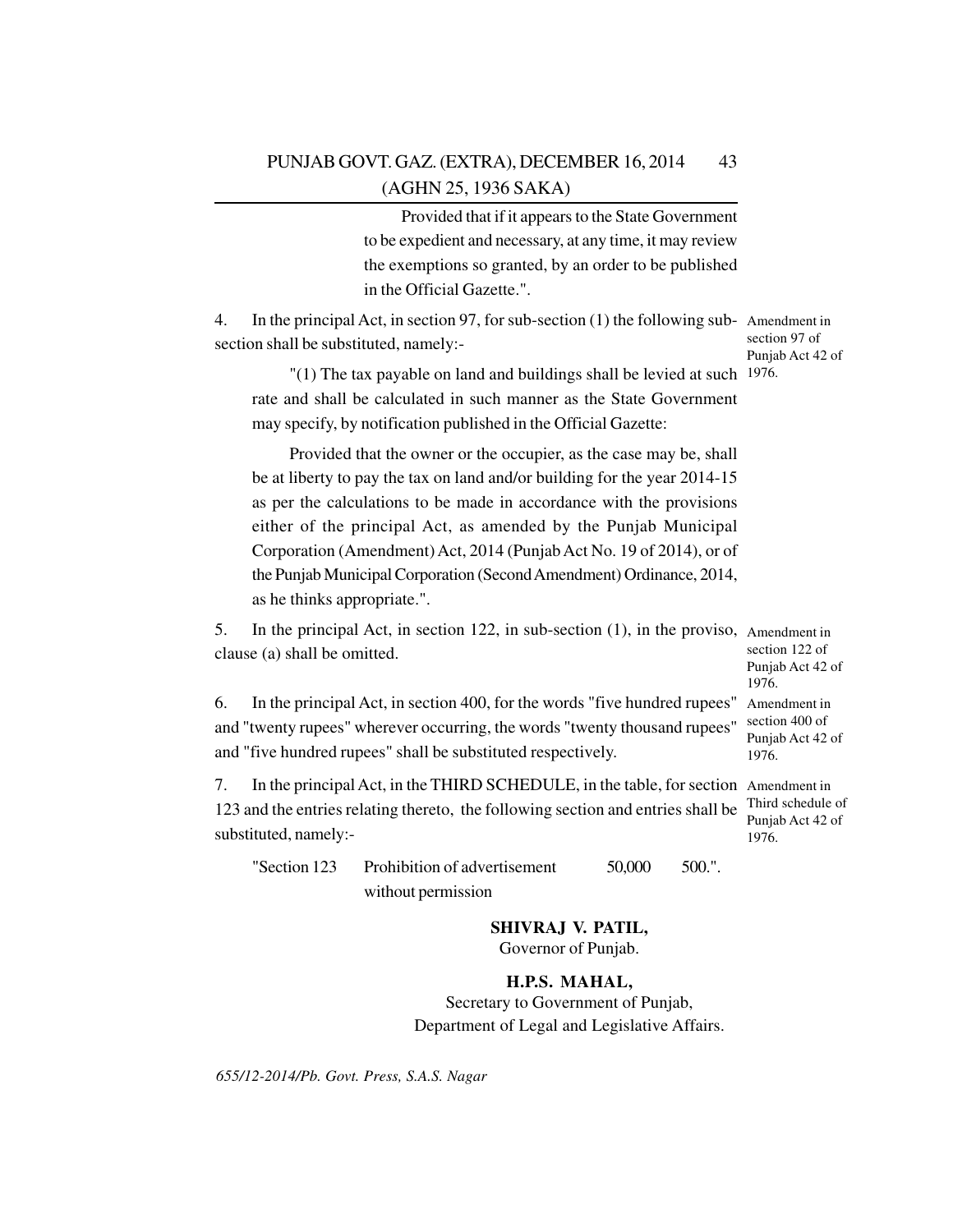Provided that if it appears to the State Government to be expedient and necessary, at any time, it may review the exemptions so granted, by an order to be published in the Official Gazette.".

4. In the principal Act, in section 97, for sub-section (1) the following sub-section shall be substituted, namely:- *Amendment in section 97 of Punjab Act 42 of 1976.*

"(1) The tax payable on land and buildings shall be levied at such rate and shall be calculated in such manner as the State Government may specify, by notification published in the Official Gazette:

Provided that the owner or the occupier, as the case may be, shall be at liberty to pay the tax on land and/or building for the year 2014-15 as per the calculations to be made in accordance with the provisions either of the principal Act, as amended by the Punjab Municipal Corporation (Amendment) Act, 2014 (Punjab Act No. 19 of 2014), or of the Punjab Municipal Corporation (Second Amendment) Ordinance, 2014, as he thinks appropriate.".

5. In the principal Act, in section 122, in sub-section (1), in the proviso, clause (a) shall be omitted. *Amendment in section 122 of Punjab Act 42 of 1976.*

6. In the principal Act, in section 400, for the words "five hundred rupees" and "twenty rupees" wherever occurring, the words "twenty thousand rupees" and "five hundred rupees" shall be substituted respectively. *Amendment in section 400 of Punjab Act 42 of 1976.*

7. In the principal Act, in the THIRD SCHEDULE, in the table, for section 123 and the entries relating thereto, the following section and entries shall be substituted, namely:- *Amendment in Third schedule of Punjab Act 42 of 1976.*

| | | | |
|---|---|---|---|
| "Section 123 | Prohibition of advertisement without permission | 50,000 | 500.". |

**SHIVRAJ V. PATIL,**
Governor of Punjab.

**H.P.S. MAHAL,**
Secretary to Government of Punjab,
Department of Legal and Legislative Affairs.

*655/12-2014/Pb. Govt. Press, S.A.S. Nagar*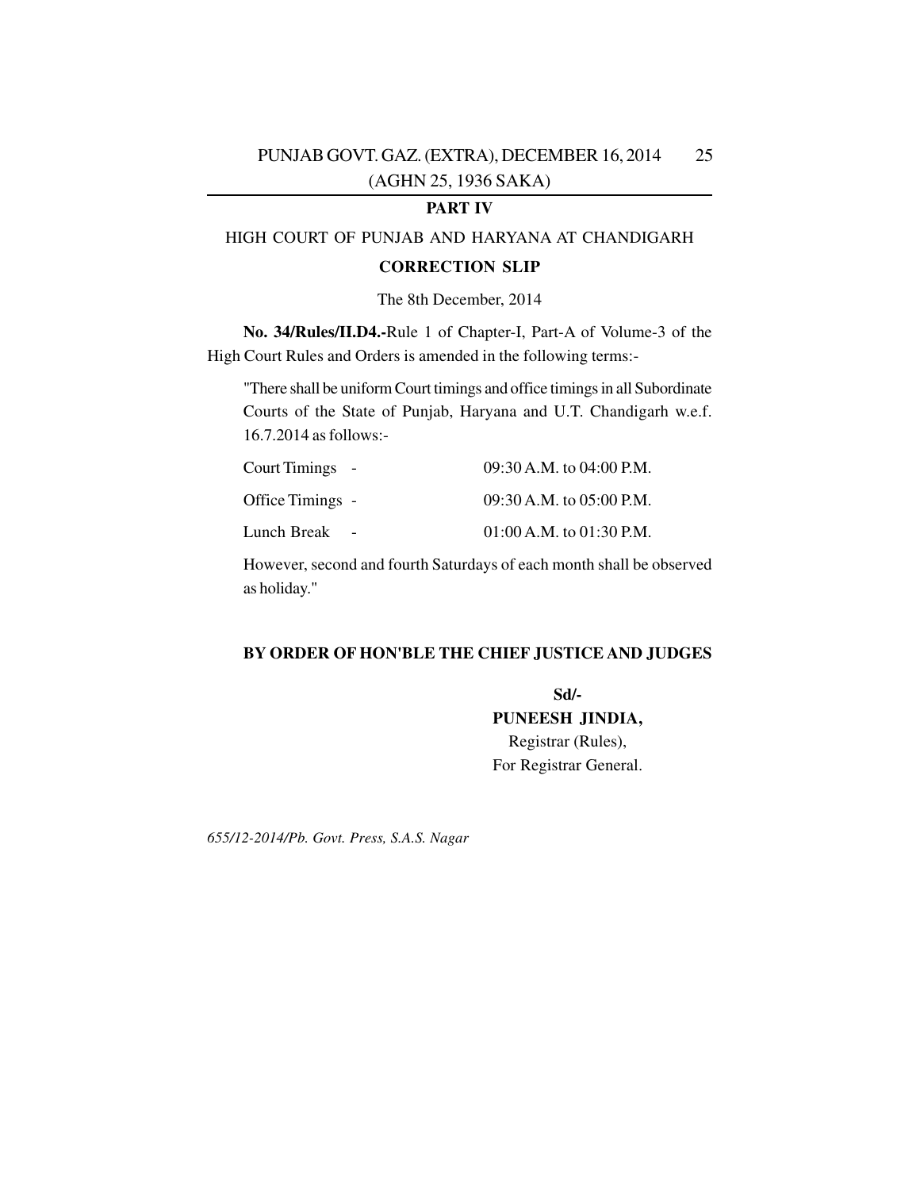**PART IV**

HIGH COURT OF PUNJAB AND HARYANA AT CHANDIGARH

**CORRECTION SLIP**

The 8th December, 2014

**No. 34/Rules/II.D4.-**Rule 1 of Chapter-I, Part-A of Volume-3 of the High Court Rules and Orders is amended in the following terms:-

"There shall be uniform Court timings and office timings in all Subordinate Courts of the State of Punjab, Haryana and U.T. Chandigarh w.e.f. 16.7.2014 as follows:-

| | |
|---|---|
| Court Timings - | 09:30 A.M. to 04:00 P.M. |
| Office Timings - | 09:30 A.M. to 05:00 P.M. |
| Lunch Break - | 01:00 A.M. to 01:30 P.M. |

However, second and fourth Saturdays of each month shall be observed as holiday."

**BY ORDER OF HON'BLE THE CHIEF JUSTICE AND JUDGES**

**Sd/-**

**PUNEESH JINDIA,**

Registrar (Rules),

For Registrar General.

*655/12-2014/Pb. Govt. Press, S.A.S. Nagar*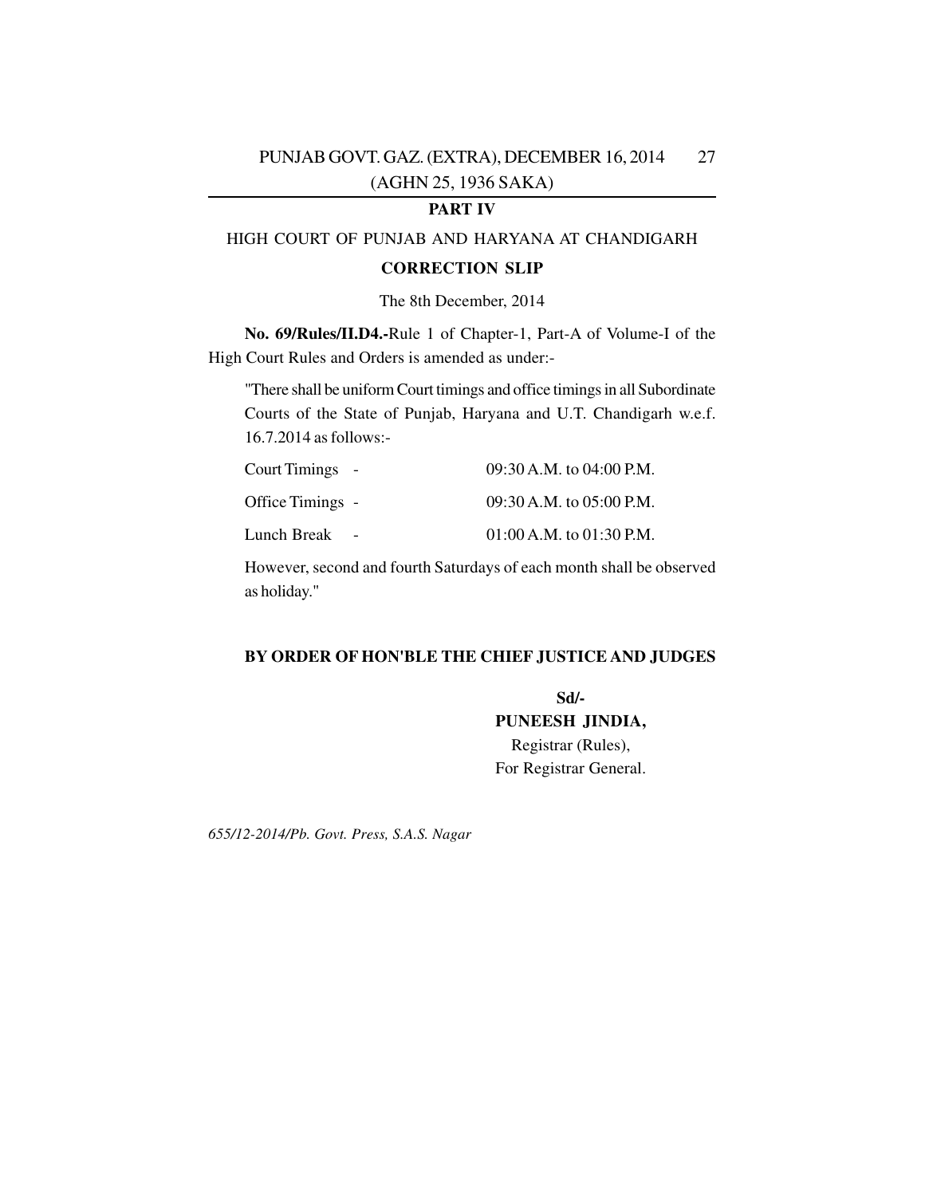## PART IV

HIGH COURT OF PUNJAB AND HARYANA AT CHANDIGARH

**CORRECTION SLIP**

The 8th December, 2014

**No. 69/Rules/II.D4.-**Rule 1 of Chapter-1, Part-A of Volume-I of the High Court Rules and Orders is amended as under:-

"There shall be uniform Court timings and office timings in all Subordinate Courts of the State of Punjab, Haryana and U.T. Chandigarh w.e.f. 16.7.2014 as follows:-

| | |
|---|---|
| Court Timings - | 09:30 A.M. to 04:00 P.M. |
| Office Timings - | 09:30 A.M. to 05:00 P.M. |
| Lunch Break - | 01:00 A.M. to 01:30 P.M. |

However, second and fourth Saturdays of each month shall be observed as holiday."

**BY ORDER OF HON'BLE THE CHIEF JUSTICE AND JUDGES**

**Sd/-**
**PUNEESH JINDIA,**
Registrar (Rules),
For Registrar General.

*655/12-2014/Pb. Govt. Press, S.A.S. Nagar*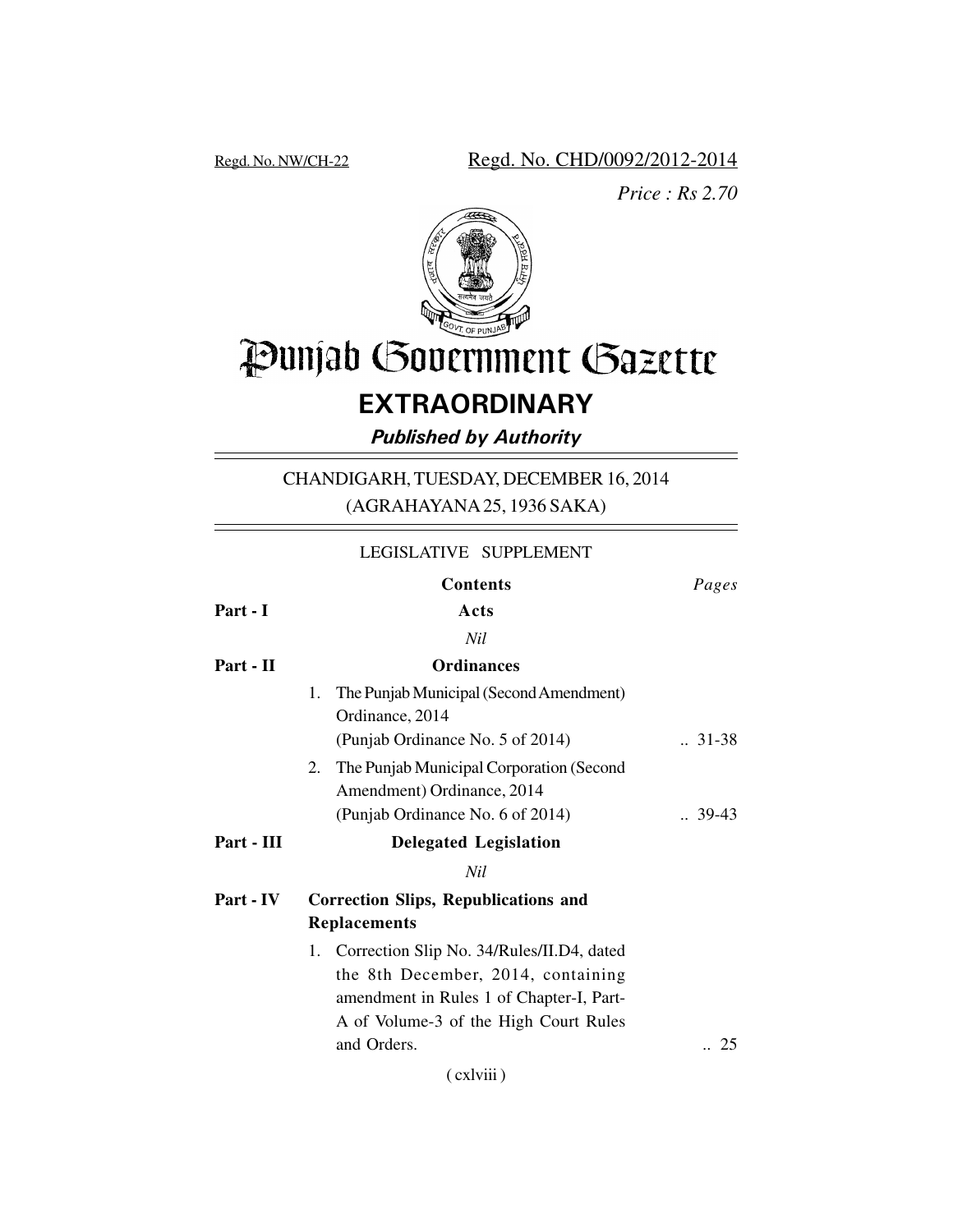Regd. No. NW/CH-22

Regd. No. CHD/0092/2012-2014

*Price : Rs 2.70*

# Punjab Government Gazette

## EXTRAORDINARY

***Published by Authority***

CHANDIGARH, TUESDAY, DECEMBER 16, 2014
(AGRAHAYANA 25, 1936 SAKA)

LEGISLATIVE SUPPLEMENT

| | Contents | *Pages* |
|---|---|---|
| **Part - I** | **Acts** | |
| | *Nil* | |
| **Part - II** | **Ordinances** | |
| | 1. The Punjab Municipal (Second Amendment) Ordinance, 2014 (Punjab Ordinance No. 5 of 2014) | .. 31-38 |
| | 2. The Punjab Municipal Corporation (Second Amendment) Ordinance, 2014 (Punjab Ordinance No. 6 of 2014) | .. 39-43 |
| **Part - III** | **Delegated Legislation** | |
| | *Nil* | |
| **Part - IV** | **Correction Slips, Republications and Replacements** | |
| | 1. Correction Slip No. 34/Rules/II.D4, dated the 8th December, 2014, containing amendment in Rules 1 of Chapter-I, Part-A of Volume-3 of the High Court Rules and Orders. | .. 25 |

( cxlviii )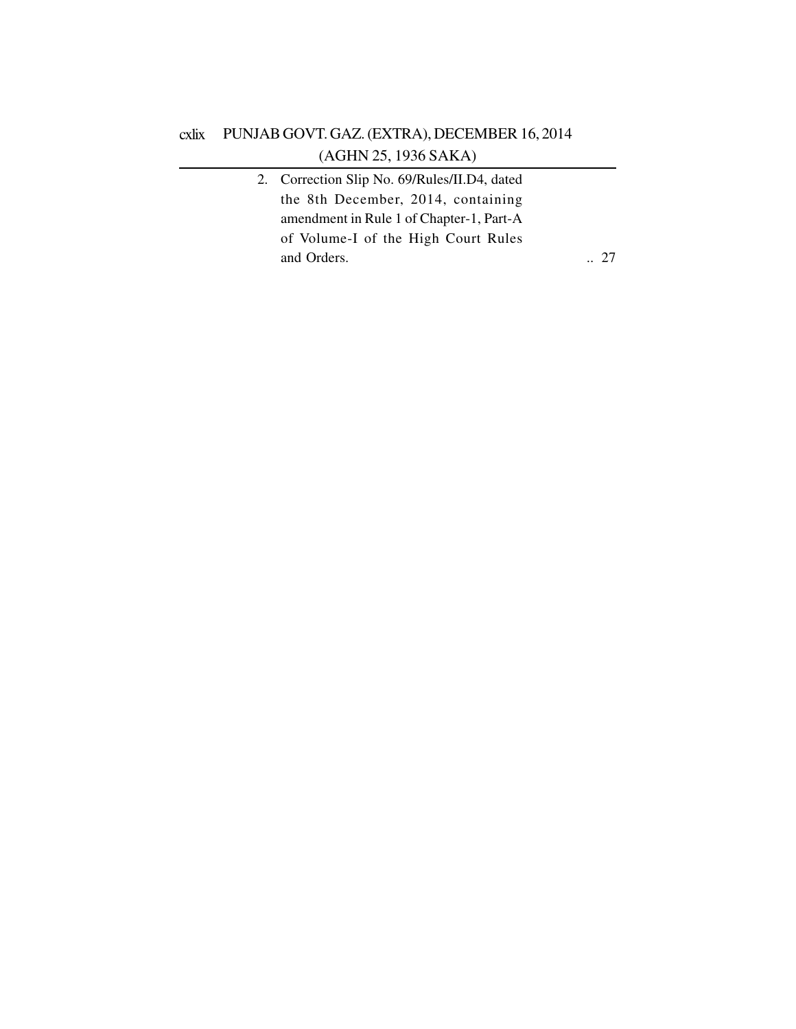2. Correction Slip No. 69/Rules/II.D4, dated the 8th December, 2014, containing amendment in Rule 1 of Chapter-1, Part-A of Volume-I of the High Court Rules and Orders. .. 27